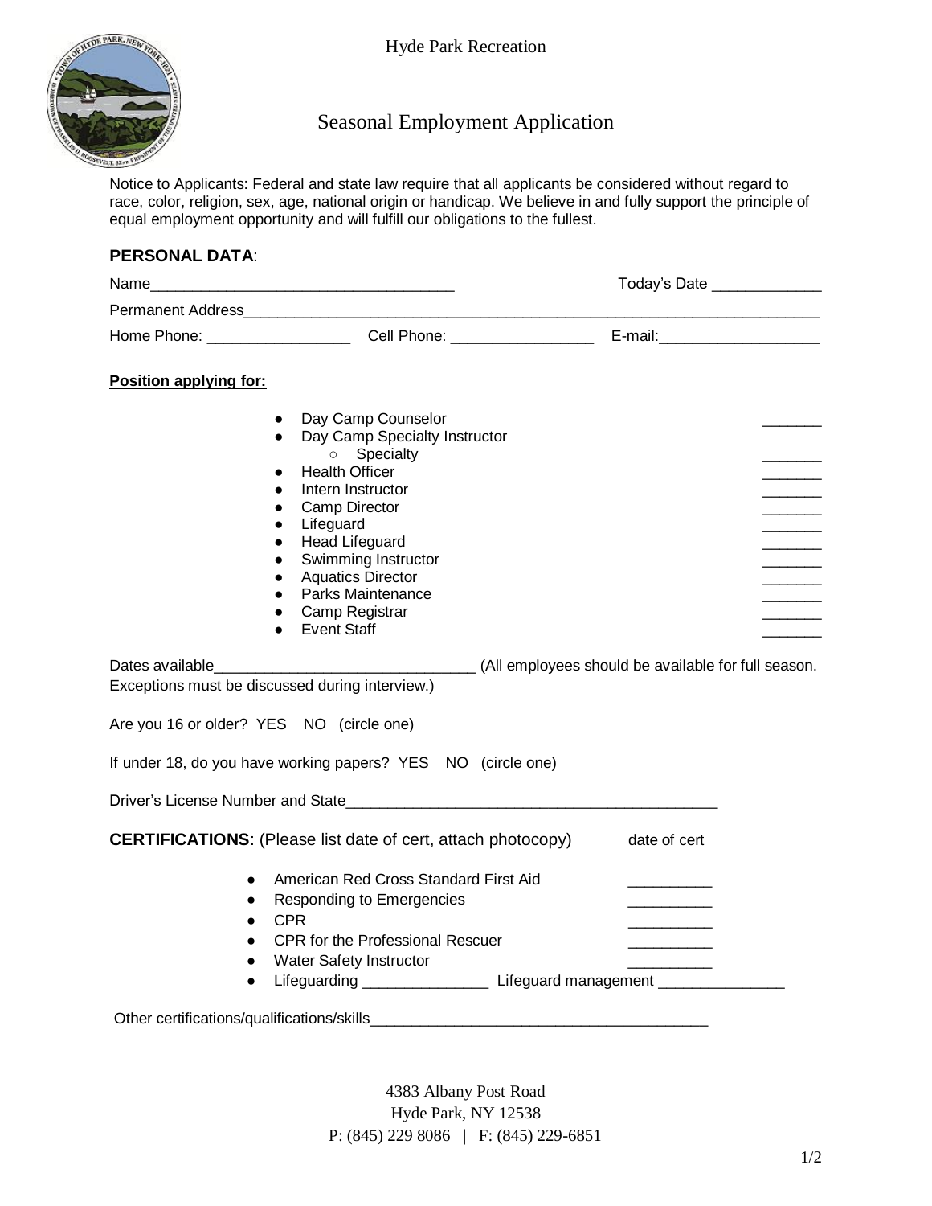Hyde Park Recreation

# Seasonal Employment Application

Notice to Applicants: Federal and state law require that all applicants be considered without regard to race, color, religion, sex, age, national origin or handicap. We believe in and fully support the principle of equal employment opportunity and will fulfill our obligations to the fullest.

**PERSONAL DATA**:

Name___________________________________ Today's Date _____________

Permanent Address_______________________________________________________________________

Home Phone: ________________ Cell Phone: ________________ E-mail:__________________

**Position applying for:**

- Day Camp Counselor _______
- Day Camp Specialty Instructor
  - Specialty _______
- Health Officer _______
- Intern Instructor _______
- Camp Director _______
- Lifeguard _______
- Head Lifeguard _______
- Swimming Instructor _______
- Aquatics Director _______
- Parks Maintenance _______
- Camp Registrar _______
- Event Staff _______

Dates available______________________________ (All employees should be available for full season. Exceptions must be discussed during interview.)

Are you 16 or older? YES NO (circle one)

If under 18, do you have working papers? YES NO (circle one)

Driver's License Number and State____________________________________________

**CERTIFICATIONS**: (Please list date of cert, attach photocopy) date of cert

- American Red Cross Standard First Aid __________
- Responding to Emergencies __________
- CPR __________
- CPR for the Professional Rescuer __________
- Water Safety Instructor __________
- Lifeguarding _______________ Lifeguard management _______________

Other certifications/qualifications/skills________________________________________

4383 Albany Post Road
Hyde Park, NY 12538
P: (845) 229 8086 | F: (845) 229-6851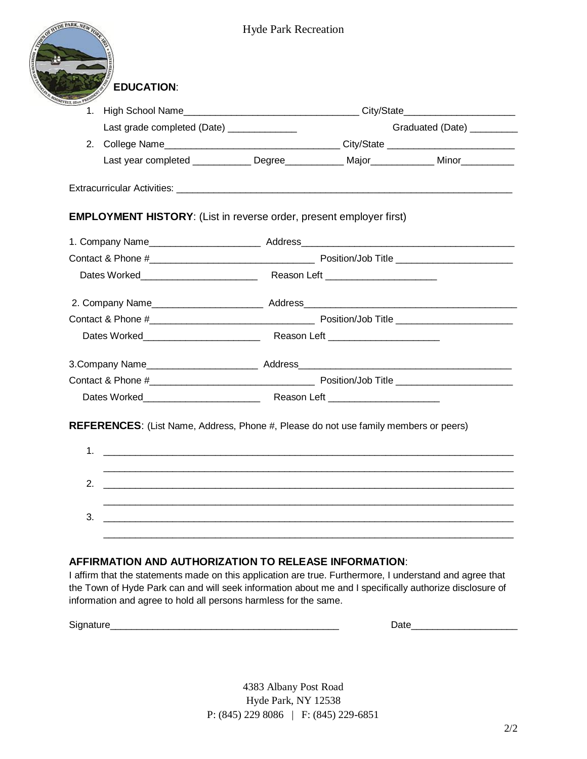**EDUCATION**:

1. High School Name________________________________ City/State____________________

   Last grade completed (Date) ____________ Graduated (Date) _________

2. College Name________________________________ City/State _______________________

   Last year completed __________ Degree__________ Major___________ Minor_________

Extracurricular Activities: ______________________________________________________________

**EMPLOYMENT HISTORY**: (List in reverse order, present employer first)

1. Company Name____________________ Address________________________________________

Contact & Phone #______________________________ Position/Job Title _____________________

Dates Worked_____________________ Reason Left ____________________

2. Company Name____________________ Address________________________________________

Contact & Phone #______________________________ Position/Job Title _____________________

Dates Worked_____________________ Reason Left ____________________

3. Company Name____________________ Address________________________________________

Contact & Phone #______________________________ Position/Job Title _____________________

Dates Worked_____________________ Reason Left ____________________

**REFERENCES**: (List Name, Address, Phone #, Please do not use family members or peers)

1. ___________________________________________________________________________

   ___________________________________________________________________________

2. ___________________________________________________________________________

   ___________________________________________________________________________

3. ___________________________________________________________________________

   ___________________________________________________________________________

**AFFIRMATION AND AUTHORIZATION TO RELEASE INFORMATION**:

I affirm that the statements made on this application are true. Furthermore, I understand and agree that the Town of Hyde Park can and will seek information about me and I specifically authorize disclosure of information and agree to hold all persons harmless for the same.

Signature__________________________________________ Date___________________

4383 Albany Post Road
Hyde Park, NY 12538
P: (845) 229 8086 | F: (845) 229-6851